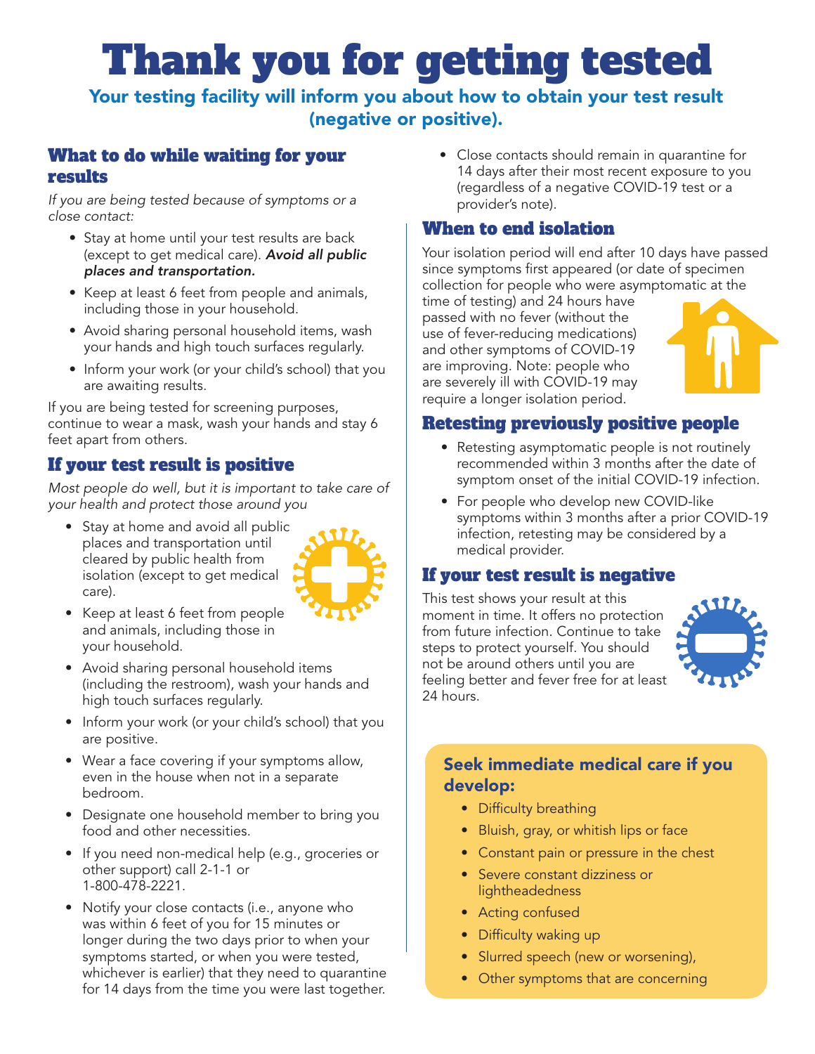# Thank you for getting tested

**Your testing facility will inform you about how to obtain your test result (negative or positive).**

## What to do while waiting for your results

*If you are being tested because of symptoms or a close contact:*

- Stay at home until your test results are back (except to get medical care). ***Avoid all public places and transportation.***
- Keep at least 6 feet from people and animals, including those in your household.
- Avoid sharing personal household items, wash your hands and high touch surfaces regularly.
- Inform your work (or your child's school) that you are awaiting results.

If you are being tested for screening purposes, continue to wear a mask, wash your hands and stay 6 feet apart from others.

## If your test result is positive

*Most people do well, but it is important to take care of your health and protect those around you*

- Stay at home and avoid all public places and transportation until cleared by public health from isolation (except to get medical care).
- Keep at least 6 feet from people and animals, including those in your household.
- Avoid sharing personal household items (including the restroom), wash your hands and high touch surfaces regularly.
- Inform your work (or your child's school) that you are positive.
- Wear a face covering if your symptoms allow, even in the house when not in a separate bedroom.
- Designate one household member to bring you food and other necessities.
- If you need non-medical help (e.g., groceries or other support) call 2-1-1 or 1-800-478-2221.
- Notify your close contacts (i.e., anyone who was within 6 feet of you for 15 minutes or longer during the two days prior to when your symptoms started, or when you were tested, whichever is earlier) that they need to quarantine for 14 days from the time you were last together.
- Close contacts should remain in quarantine for 14 days after their most recent exposure to you (regardless of a negative COVID-19 test or a provider's note).

## When to end isolation

Your isolation period will end after 10 days have passed since symptoms first appeared (or date of specimen collection for people who were asymptomatic at the time of testing) and 24 hours have passed with no fever (without the use of fever-reducing medications) and other symptoms of COVID-19 are improving. Note: people who are severely ill with COVID-19 may require a longer isolation period.

## Retesting previously positive people

- Retesting asymptomatic people is not routinely recommended within 3 months after the date of symptom onset of the initial COVID-19 infection.
- For people who develop new COVID-like symptoms within 3 months after a prior COVID-19 infection, retesting may be considered by a medical provider.

## If your test result is negative

This test shows your result at this moment in time. It offers no protection from future infection. Continue to take steps to protect yourself. You should not be around others until you are feeling better and fever free for at least 24 hours.

### Seek immediate medical care if you develop:

- Difficulty breathing
- Bluish, gray, or whitish lips or face
- Constant pain or pressure in the chest
- Severe constant dizziness or lightheadedness
- Acting confused
- Difficulty waking up
- Slurred speech (new or worsening),
- Other symptoms that are concerning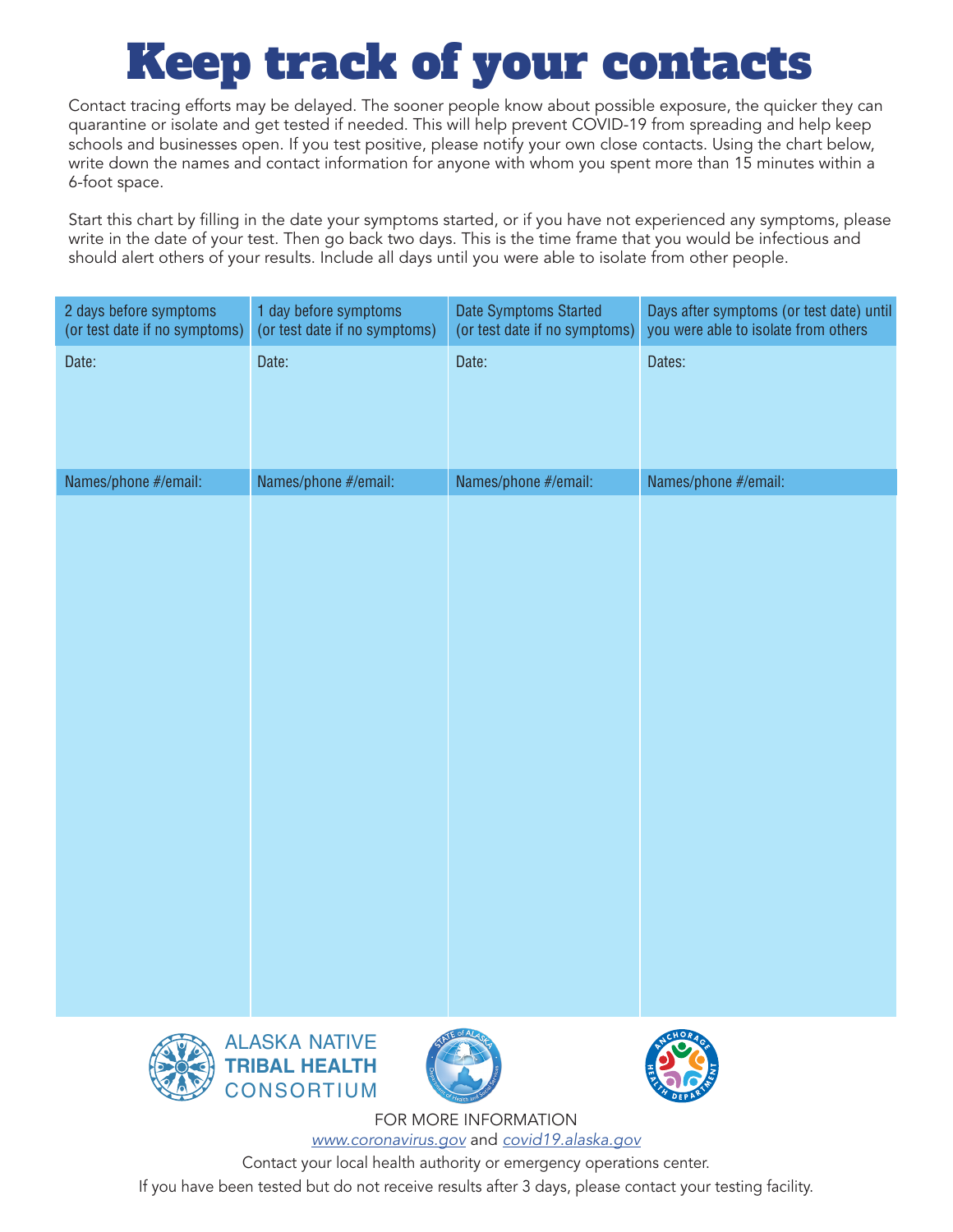# Keep track of your contacts

Contact tracing efforts may be delayed. The sooner people know about possible exposure, the quicker they can quarantine or isolate and get tested if needed. This will help prevent COVID-19 from spreading and help keep schools and businesses open. If you test positive, please notify your own close contacts. Using the chart below, write down the names and contact information for anyone with whom you spent more than 15 minutes within a 6-foot space.

Start this chart by filling in the date your symptoms started, or if you have not experienced any symptoms, please write in the date of your test. Then go back two days. This is the time frame that you would be infectious and should alert others of your results. Include all days until you were able to isolate from other people.

| 2 days before symptoms (or test date if no symptoms) | 1 day before symptoms (or test date if no symptoms) | Date Symptoms Started (or test date if no symptoms) | Days after symptoms (or test date) until you were able to isolate from others |
|---|---|---|---|
| Date: | Date: | Date: | Dates: |
| Names/phone #/email: | Names/phone #/email: | Names/phone #/email: | Names/phone #/email: |
| | | | |

ALASKA NATIVE TRIBAL HEALTH CONSORTIUM

FOR MORE INFORMATION

www.coronavirus.gov and covid19.alaska.gov

Contact your local health authority or emergency operations center.

If you have been tested but do not receive results after 3 days, please contact your testing facility.